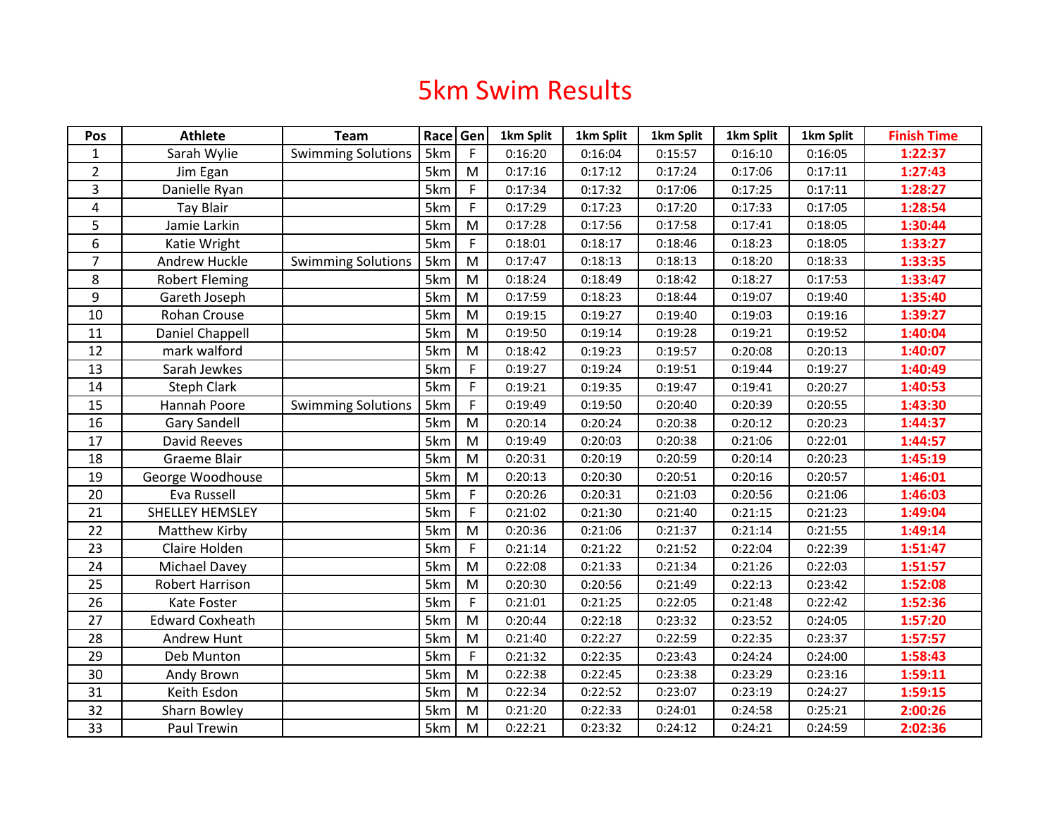# 5km Swim Results

| Pos | Athlete | Team | Race | Gen | 1km Split | 1km Split | 1km Split | 1km Split | 1km Split | Finish Time |
|---|---|---|---|---|---|---|---|---|---|---|
| 1 | Sarah Wylie | Swimming Solutions | 5km | F | 0:16:20 | 0:16:04 | 0:15:57 | 0:16:10 | 0:16:05 | **1:22:37** |
| 2 | Jim Egan | | 5km | M | 0:17:16 | 0:17:12 | 0:17:24 | 0:17:06 | 0:17:11 | **1:27:43** |
| 3 | Danielle Ryan | | 5km | F | 0:17:34 | 0:17:32 | 0:17:06 | 0:17:25 | 0:17:11 | **1:28:27** |
| 4 | Tay Blair | | 5km | F | 0:17:29 | 0:17:23 | 0:17:20 | 0:17:33 | 0:17:05 | **1:28:54** |
| 5 | Jamie Larkin | | 5km | M | 0:17:28 | 0:17:56 | 0:17:58 | 0:17:41 | 0:18:05 | **1:30:44** |
| 6 | Katie Wright | | 5km | F | 0:18:01 | 0:18:17 | 0:18:46 | 0:18:23 | 0:18:05 | **1:33:27** |
| 7 | Andrew Huckle | Swimming Solutions | 5km | M | 0:17:47 | 0:18:13 | 0:18:13 | 0:18:20 | 0:18:33 | **1:33:35** |
| 8 | Robert Fleming | | 5km | M | 0:18:24 | 0:18:49 | 0:18:42 | 0:18:27 | 0:17:53 | **1:33:47** |
| 9 | Gareth Joseph | | 5km | M | 0:17:59 | 0:18:23 | 0:18:44 | 0:19:07 | 0:19:40 | **1:35:40** |
| 10 | Rohan Crouse | | 5km | M | 0:19:15 | 0:19:27 | 0:19:40 | 0:19:03 | 0:19:16 | **1:39:27** |
| 11 | Daniel Chappell | | 5km | M | 0:19:50 | 0:19:14 | 0:19:28 | 0:19:21 | 0:19:52 | **1:40:04** |
| 12 | mark walford | | 5km | M | 0:18:42 | 0:19:23 | 0:19:57 | 0:20:08 | 0:20:13 | **1:40:07** |
| 13 | Sarah Jewkes | | 5km | F | 0:19:27 | 0:19:24 | 0:19:51 | 0:19:44 | 0:19:27 | **1:40:49** |
| 14 | Steph Clark | | 5km | F | 0:19:21 | 0:19:35 | 0:19:47 | 0:19:41 | 0:20:27 | **1:40:53** |
| 15 | Hannah Poore | Swimming Solutions | 5km | F | 0:19:49 | 0:19:50 | 0:20:40 | 0:20:39 | 0:20:55 | **1:43:30** |
| 16 | Gary Sandell | | 5km | M | 0:20:14 | 0:20:24 | 0:20:38 | 0:20:12 | 0:20:23 | **1:44:37** |
| 17 | David Reeves | | 5km | M | 0:19:49 | 0:20:03 | 0:20:38 | 0:21:06 | 0:22:01 | **1:44:57** |
| 18 | Graeme Blair | | 5km | M | 0:20:31 | 0:20:19 | 0:20:59 | 0:20:14 | 0:20:23 | **1:45:19** |
| 19 | George Woodhouse | | 5km | M | 0:20:13 | 0:20:30 | 0:20:51 | 0:20:16 | 0:20:57 | **1:46:01** |
| 20 | Eva Russell | | 5km | F | 0:20:26 | 0:20:31 | 0:21:03 | 0:20:56 | 0:21:06 | **1:46:03** |
| 21 | SHELLEY HEMSLEY | | 5km | F | 0:21:02 | 0:21:30 | 0:21:40 | 0:21:15 | 0:21:23 | **1:49:04** |
| 22 | Matthew Kirby | | 5km | M | 0:20:36 | 0:21:06 | 0:21:37 | 0:21:14 | 0:21:55 | **1:49:14** |
| 23 | Claire Holden | | 5km | F | 0:21:14 | 0:21:22 | 0:21:52 | 0:22:04 | 0:22:39 | **1:51:47** |
| 24 | Michael Davey | | 5km | M | 0:22:08 | 0:21:33 | 0:21:34 | 0:21:26 | 0:22:03 | **1:51:57** |
| 25 | Robert Harrison | | 5km | M | 0:20:30 | 0:20:56 | 0:21:49 | 0:22:13 | 0:23:42 | **1:52:08** |
| 26 | Kate Foster | | 5km | F | 0:21:01 | 0:21:25 | 0:22:05 | 0:21:48 | 0:22:42 | **1:52:36** |
| 27 | Edward Coxheath | | 5km | M | 0:20:44 | 0:22:18 | 0:23:32 | 0:23:52 | 0:24:05 | **1:57:20** |
| 28 | Andrew Hunt | | 5km | M | 0:21:40 | 0:22:27 | 0:22:59 | 0:22:35 | 0:23:37 | **1:57:57** |
| 29 | Deb Munton | | 5km | F | 0:21:32 | 0:22:35 | 0:23:43 | 0:24:24 | 0:24:00 | **1:58:43** |
| 30 | Andy Brown | | 5km | M | 0:22:38 | 0:22:45 | 0:23:38 | 0:23:29 | 0:23:16 | **1:59:11** |
| 31 | Keith Esdon | | 5km | M | 0:22:34 | 0:22:52 | 0:23:07 | 0:23:19 | 0:24:27 | **1:59:15** |
| 32 | Sharn Bowley | | 5km | M | 0:21:20 | 0:22:33 | 0:24:01 | 0:24:58 | 0:25:21 | **2:00:26** |
| 33 | Paul Trewin | | 5km | M | 0:22:21 | 0:23:32 | 0:24:12 | 0:24:21 | 0:24:59 | **2:02:36** |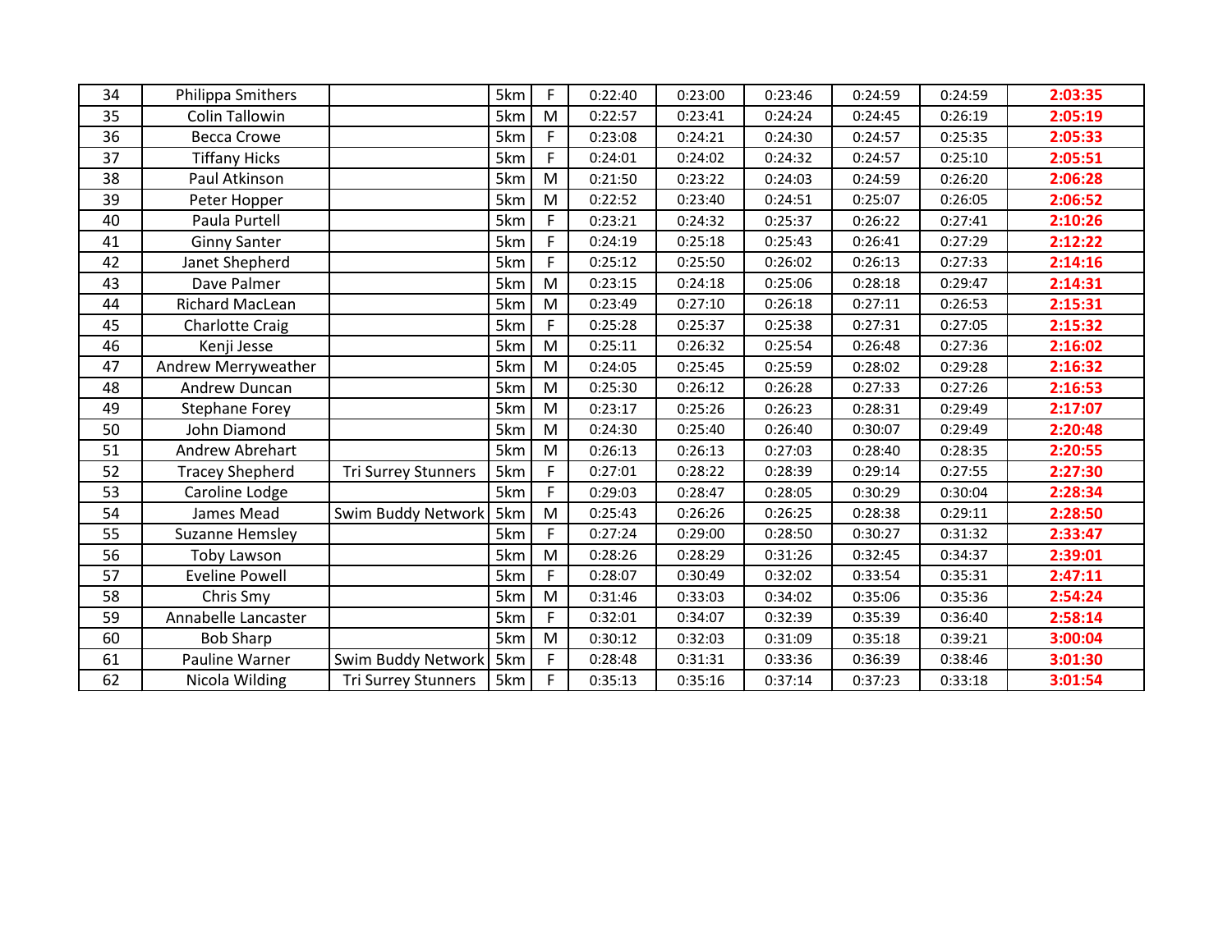| | | | | | | | | | | |
|---|---|---|---|---|---|---|---|---|---|---|
| 34 | Philippa Smithers | | 5km | F | 0:22:40 | 0:23:00 | 0:23:46 | 0:24:59 | 0:24:59 | **2:03:35** |
| 35 | Colin Tallowin | | 5km | M | 0:22:57 | 0:23:41 | 0:24:24 | 0:24:45 | 0:26:19 | **2:05:19** |
| 36 | Becca Crowe | | 5km | F | 0:23:08 | 0:24:21 | 0:24:30 | 0:24:57 | 0:25:35 | **2:05:33** |
| 37 | Tiffany Hicks | | 5km | F | 0:24:01 | 0:24:02 | 0:24:32 | 0:24:57 | 0:25:10 | **2:05:51** |
| 38 | Paul Atkinson | | 5km | M | 0:21:50 | 0:23:22 | 0:24:03 | 0:24:59 | 0:26:20 | **2:06:28** |
| 39 | Peter Hopper | | 5km | M | 0:22:52 | 0:23:40 | 0:24:51 | 0:25:07 | 0:26:05 | **2:06:52** |
| 40 | Paula Purtell | | 5km | F | 0:23:21 | 0:24:32 | 0:25:37 | 0:26:22 | 0:27:41 | **2:10:26** |
| 41 | Ginny Santer | | 5km | F | 0:24:19 | 0:25:18 | 0:25:43 | 0:26:41 | 0:27:29 | **2:12:22** |
| 42 | Janet Shepherd | | 5km | F | 0:25:12 | 0:25:50 | 0:26:02 | 0:26:13 | 0:27:33 | **2:14:16** |
| 43 | Dave Palmer | | 5km | M | 0:23:15 | 0:24:18 | 0:25:06 | 0:28:18 | 0:29:47 | **2:14:31** |
| 44 | Richard MacLean | | 5km | M | 0:23:49 | 0:27:10 | 0:26:18 | 0:27:11 | 0:26:53 | **2:15:31** |
| 45 | Charlotte Craig | | 5km | F | 0:25:28 | 0:25:37 | 0:25:38 | 0:27:31 | 0:27:05 | **2:15:32** |
| 46 | Kenji Jesse | | 5km | M | 0:25:11 | 0:26:32 | 0:25:54 | 0:26:48 | 0:27:36 | **2:16:02** |
| 47 | Andrew Merryweather | | 5km | M | 0:24:05 | 0:25:45 | 0:25:59 | 0:28:02 | 0:29:28 | **2:16:32** |
| 48 | Andrew Duncan | | 5km | M | 0:25:30 | 0:26:12 | 0:26:28 | 0:27:33 | 0:27:26 | **2:16:53** |
| 49 | Stephane Forey | | 5km | M | 0:23:17 | 0:25:26 | 0:26:23 | 0:28:31 | 0:29:49 | **2:17:07** |
| 50 | John Diamond | | 5km | M | 0:24:30 | 0:25:40 | 0:26:40 | 0:30:07 | 0:29:49 | **2:20:48** |
| 51 | Andrew Abrehart | | 5km | M | 0:26:13 | 0:26:13 | 0:27:03 | 0:28:40 | 0:28:35 | **2:20:55** |
| 52 | Tracey Shepherd | Tri Surrey Stunners | 5km | F | 0:27:01 | 0:28:22 | 0:28:39 | 0:29:14 | 0:27:55 | **2:27:30** |
| 53 | Caroline Lodge | | 5km | F | 0:29:03 | 0:28:47 | 0:28:05 | 0:30:29 | 0:30:04 | **2:28:34** |
| 54 | James Mead | Swim Buddy Network | 5km | M | 0:25:43 | 0:26:26 | 0:26:25 | 0:28:38 | 0:29:11 | **2:28:50** |
| 55 | Suzanne Hemsley | | 5km | F | 0:27:24 | 0:29:00 | 0:28:50 | 0:30:27 | 0:31:32 | **2:33:47** |
| 56 | Toby Lawson | | 5km | M | 0:28:26 | 0:28:29 | 0:31:26 | 0:32:45 | 0:34:37 | **2:39:01** |
| 57 | Eveline Powell | | 5km | F | 0:28:07 | 0:30:49 | 0:32:02 | 0:33:54 | 0:35:31 | **2:47:11** |
| 58 | Chris Smy | | 5km | M | 0:31:46 | 0:33:03 | 0:34:02 | 0:35:06 | 0:35:36 | **2:54:24** |
| 59 | Annabelle Lancaster | | 5km | F | 0:32:01 | 0:34:07 | 0:32:39 | 0:35:39 | 0:36:40 | **2:58:14** |
| 60 | Bob Sharp | | 5km | M | 0:30:12 | 0:32:03 | 0:31:09 | 0:35:18 | 0:39:21 | **3:00:04** |
| 61 | Pauline Warner | Swim Buddy Network | 5km | F | 0:28:48 | 0:31:31 | 0:33:36 | 0:36:39 | 0:38:46 | **3:01:30** |
| 62 | Nicola Wilding | Tri Surrey Stunners | 5km | F | 0:35:13 | 0:35:16 | 0:37:14 | 0:37:23 | 0:33:18 | **3:01:54** |